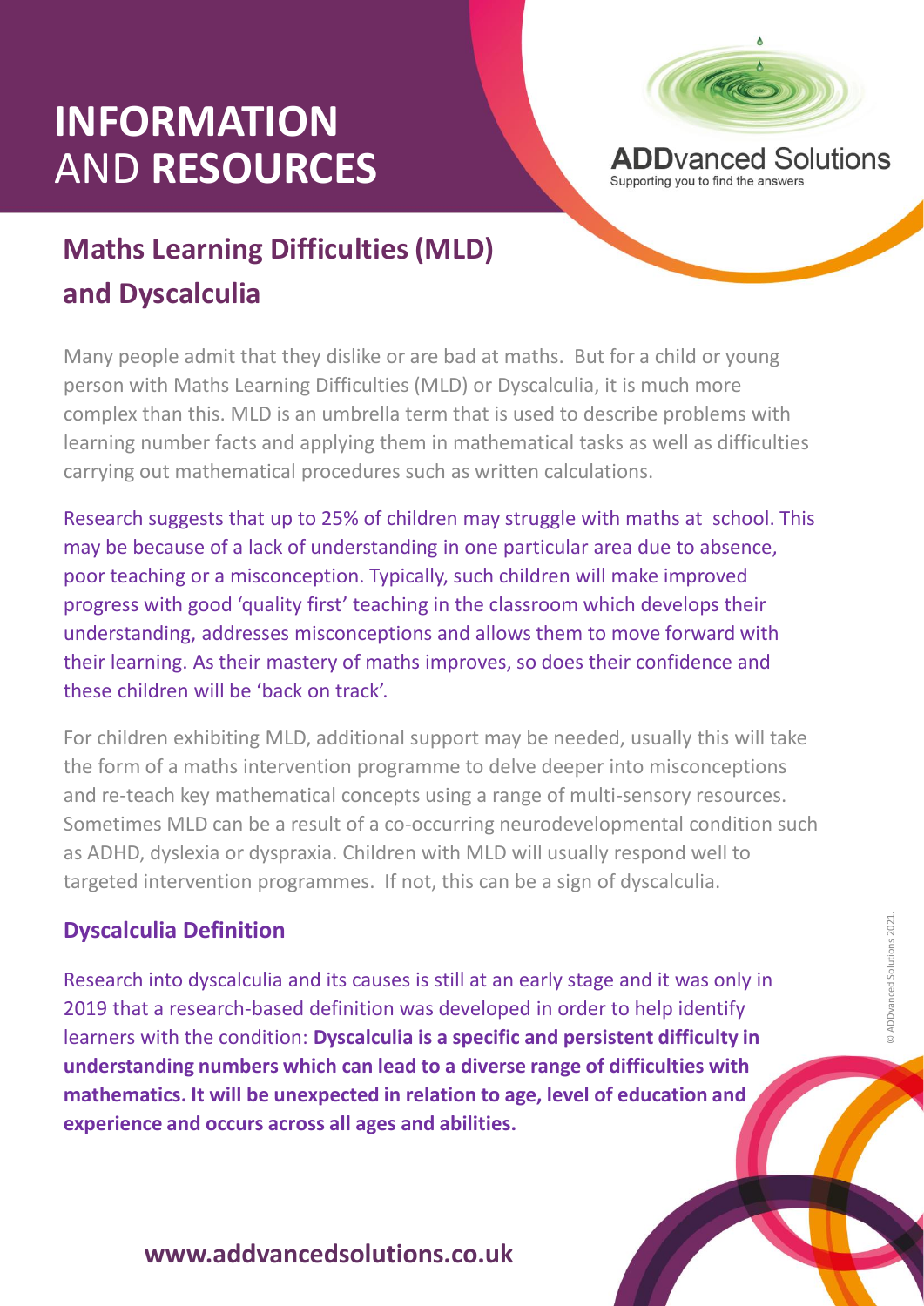# INFORMATION AND RESOURCES

**ADD**vanced Solutions
Supporting you to find the answers

## Maths Learning Difficulties (MLD) and Dyscalculia

Many people admit that they dislike or are bad at maths. But for a child or young person with Maths Learning Difficulties (MLD) or Dyscalculia, it is much more complex than this. MLD is an umbrella term that is used to describe problems with learning number facts and applying them in mathematical tasks as well as difficulties carrying out mathematical procedures such as written calculations.

Research suggests that up to 25% of children may struggle with maths at school. This may be because of a lack of understanding in one particular area due to absence, poor teaching or a misconception. Typically, such children will make improved progress with good 'quality first' teaching in the classroom which develops their understanding, addresses misconceptions and allows them to move forward with their learning. As their mastery of maths improves, so does their confidence and these children will be 'back on track'.

For children exhibiting MLD, additional support may be needed, usually this will take the form of a maths intervention programme to delve deeper into misconceptions and re-teach key mathematical concepts using a range of multi-sensory resources. Sometimes MLD can be a result of a co-occurring neurodevelopmental condition such as ADHD, dyslexia or dyspraxia. Children with MLD will usually respond well to targeted intervention programmes. If not, this can be a sign of dyscalculia.

### Dyscalculia Definition

Research into dyscalculia and its causes is still at an early stage and it was only in 2019 that a research-based definition was developed in order to help identify learners with the condition: **Dyscalculia is a specific and persistent difficulty in understanding numbers which can lead to a diverse range of difficulties with mathematics. It will be unexpected in relation to age, level of education and experience and occurs across all ages and abilities.**

© ADDvanced Solutions 2021.

**www.addvancedsolutions.co.uk**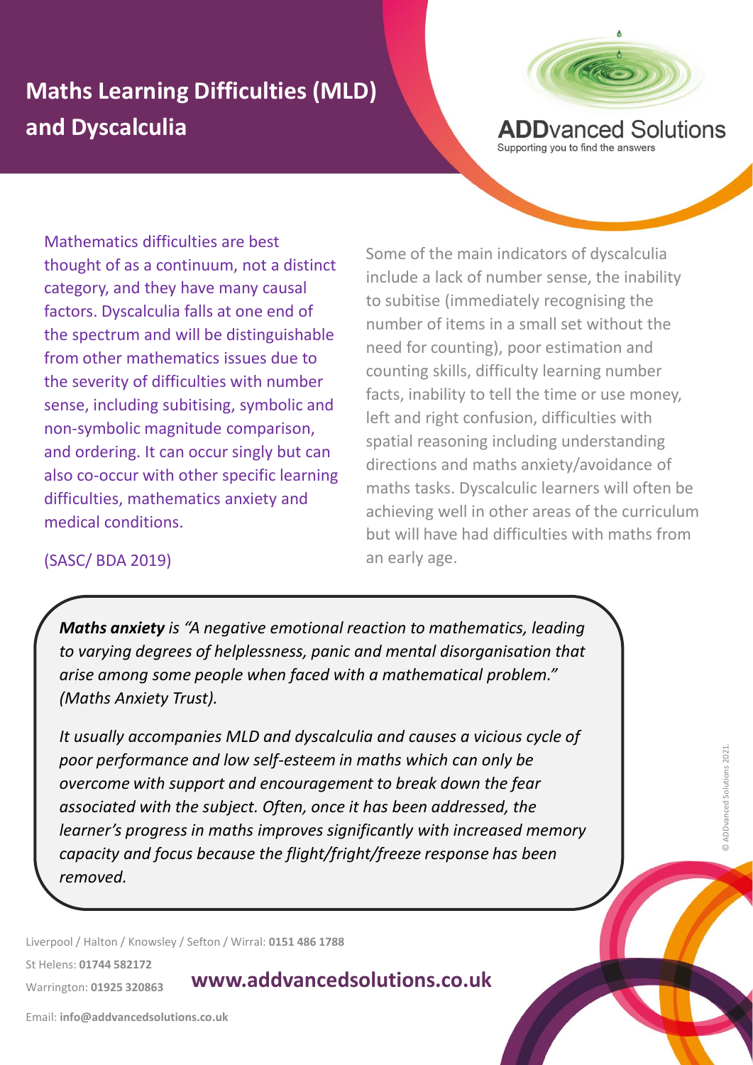# Maths Learning Difficulties (MLD) and Dyscalculia

ADDvanced Solutions
Supporting you to find the answers

Mathematics difficulties are best thought of as a continuum, not a distinct category, and they have many causal factors. Dyscalculia falls at one end of the spectrum and will be distinguishable from other mathematics issues due to the severity of difficulties with number sense, including subitising, symbolic and non-symbolic magnitude comparison, and ordering. It can occur singly but can also co-occur with other specific learning difficulties, mathematics anxiety and medical conditions.

(SASC/ BDA 2019)

Some of the main indicators of dyscalculia include a lack of number sense, the inability to subitise (immediately recognising the number of items in a small set without the need for counting), poor estimation and counting skills, difficulty learning number facts, inability to tell the time or use money, left and right confusion, difficulties with spatial reasoning including understanding directions and maths anxiety/avoidance of maths tasks. Dyscalculic learners will often be achieving well in other areas of the curriculum but will have had difficulties with maths from an early age.

***Maths anxiety** is "A negative emotional reaction to mathematics, leading to varying degrees of helplessness, panic and mental disorganisation that arise among some people when faced with a mathematical problem." (Maths Anxiety Trust).*

*It usually accompanies MLD and dyscalculia and causes a vicious cycle of poor performance and low self-esteem in maths which can only be overcome with support and encouragement to break down the fear associated with the subject. Often, once it has been addressed, the learner's progress in maths improves significantly with increased memory capacity and focus because the flight/fright/freeze response has been removed.*

Liverpool / Halton / Knowsley / Sefton / Wirral: **0151 486 1788**

St Helens: **01744 582172**

Warrington: **01925 320863**

**www.addvancedsolutions.co.uk**

Email: **info@addvancedsolutions.co.uk**

© ADDvanced Solutions 2021.